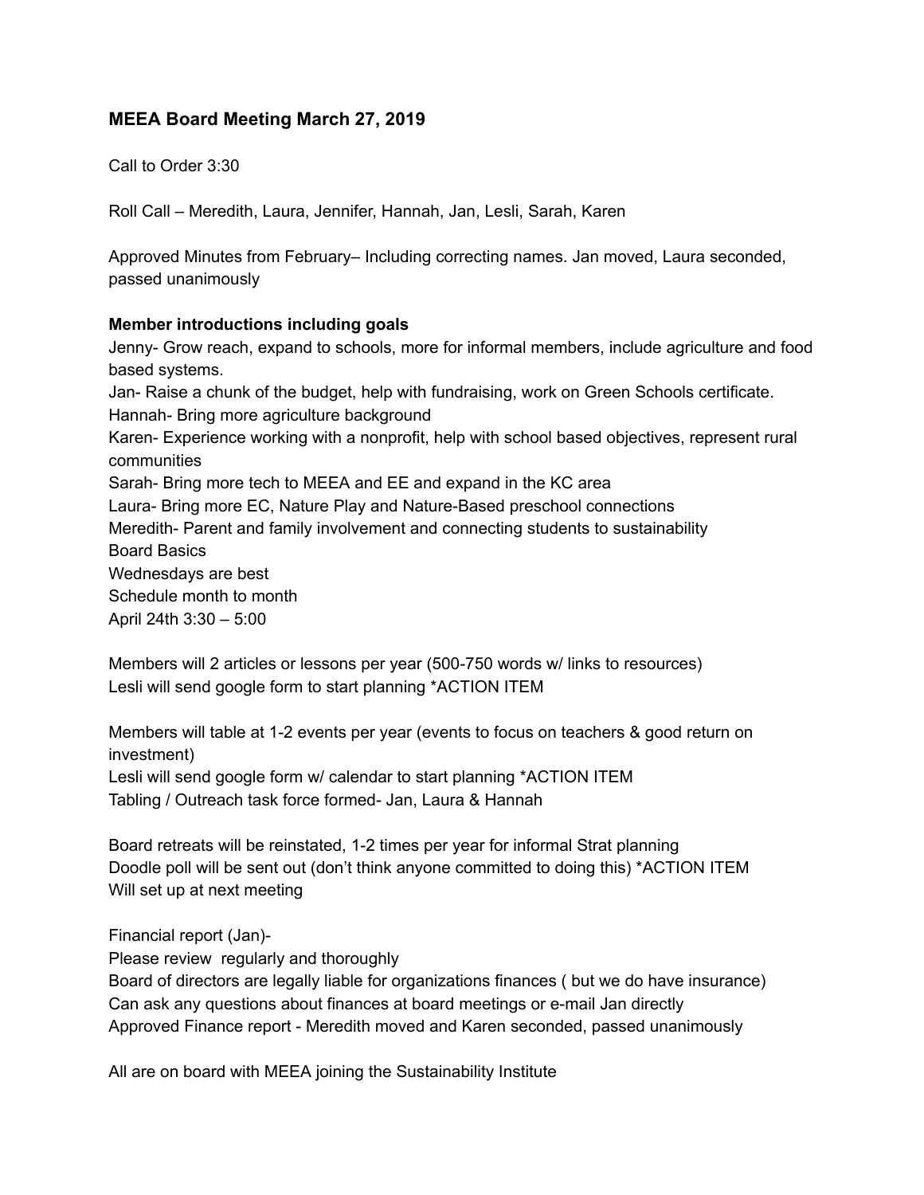## MEEA Board Meeting March 27, 2019

Call to Order 3:30

Roll Call – Meredith, Laura, Jennifer, Hannah, Jan, Lesli, Sarah, Karen

Approved Minutes from February– Including correcting names. Jan moved, Laura seconded, passed unanimously

**Member introductions including goals**

Jenny- Grow reach, expand to schools, more for informal members, include agriculture and food based systems.
Jan- Raise a chunk of the budget, help with fundraising, work on Green Schools certificate.
Hannah- Bring more agriculture background
Karen- Experience working with a nonprofit, help with school based objectives, represent rural communities
Sarah- Bring more tech to MEEA and EE and expand in the KC area
Laura- Bring more EC, Nature Play and Nature-Based preschool connections
Meredith- Parent and family involvement and connecting students to sustainability
Board Basics
Wednesdays are best
Schedule month to month
April 24th 3:30 – 5:00

Members will 2 articles or lessons per year (500-750 words w/ links to resources)
Lesli will send google form to start planning *ACTION ITEM

Members will table at 1-2 events per year (events to focus on teachers & good return on investment)
Lesli will send google form w/ calendar to start planning *ACTION ITEM
Tabling / Outreach task force formed- Jan, Laura & Hannah

Board retreats will be reinstated, 1-2 times per year for informal Strat planning
Doodle poll will be sent out (don't think anyone committed to doing this) *ACTION ITEM
Will set up at next meeting

Financial report (Jan)-
Please review regularly and thoroughly
Board of directors are legally liable for organizations finances ( but we do have insurance)
Can ask any questions about finances at board meetings or e-mail Jan directly
Approved Finance report - Meredith moved and Karen seconded, passed unanimously

All are on board with MEEA joining the Sustainability Institute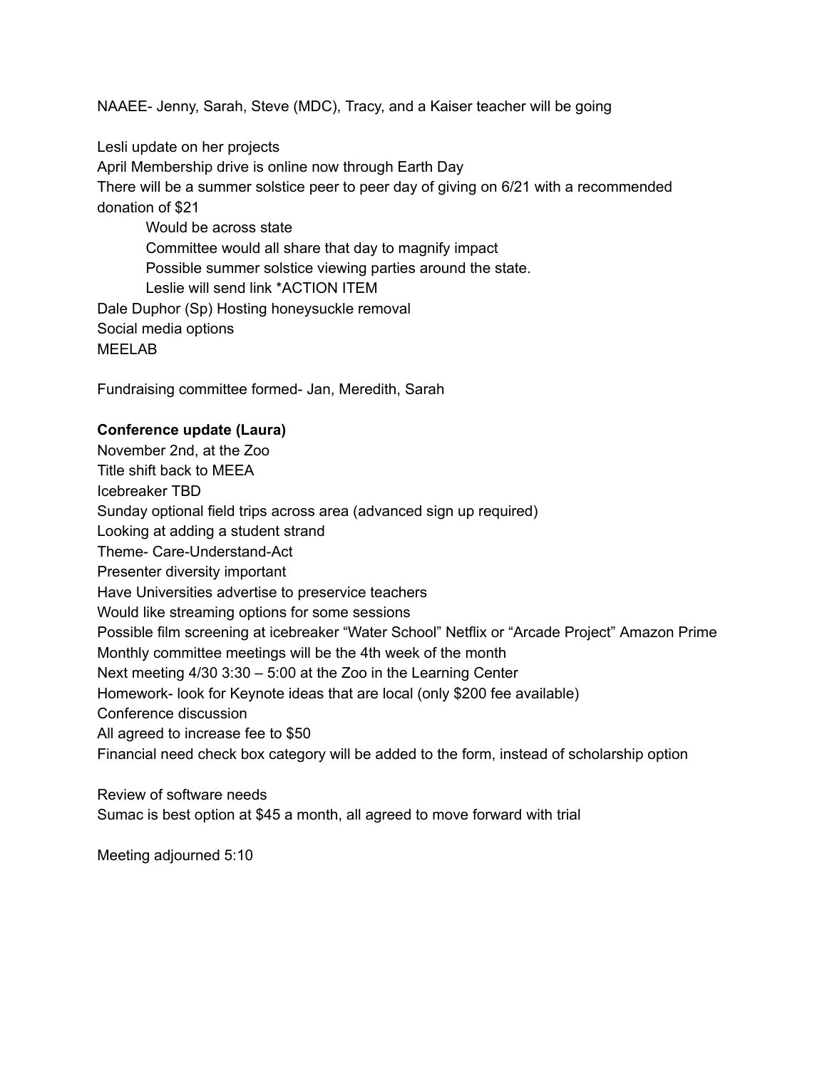NAAEE- Jenny, Sarah, Steve (MDC), Tracy, and a Kaiser teacher will be going

Lesli update on her projects
April Membership drive is online now through Earth Day
There will be a summer solstice peer to peer day of giving on 6/21 with a recommended donation of $21

- Would be across state
- Committee would all share that day to magnify impact
- Possible summer solstice viewing parties around the state.
- Leslie will send link *ACTION ITEM

Dale Duphor (Sp) Hosting honeysuckle removal
Social media options
MEELAB

Fundraising committee formed- Jan, Meredith, Sarah

**Conference update (Laura)**

November 2nd, at the Zoo
Title shift back to MEEA
Icebreaker TBD
Sunday optional field trips across area (advanced sign up required)
Looking at adding a student strand
Theme- Care-Understand-Act
Presenter diversity important
Have Universities advertise to preservice teachers
Would like streaming options for some sessions
Possible film screening at icebreaker "Water School" Netflix or "Arcade Project" Amazon Prime
Monthly committee meetings will be the 4th week of the month
Next meeting 4/30 3:30 – 5:00 at the Zoo in the Learning Center
Homework- look for Keynote ideas that are local (only $200 fee available)
Conference discussion
All agreed to increase fee to $50
Financial need check box category will be added to the form, instead of scholarship option

Review of software needs
Sumac is best option at $45 a month, all agreed to move forward with trial

Meeting adjourned 5:10